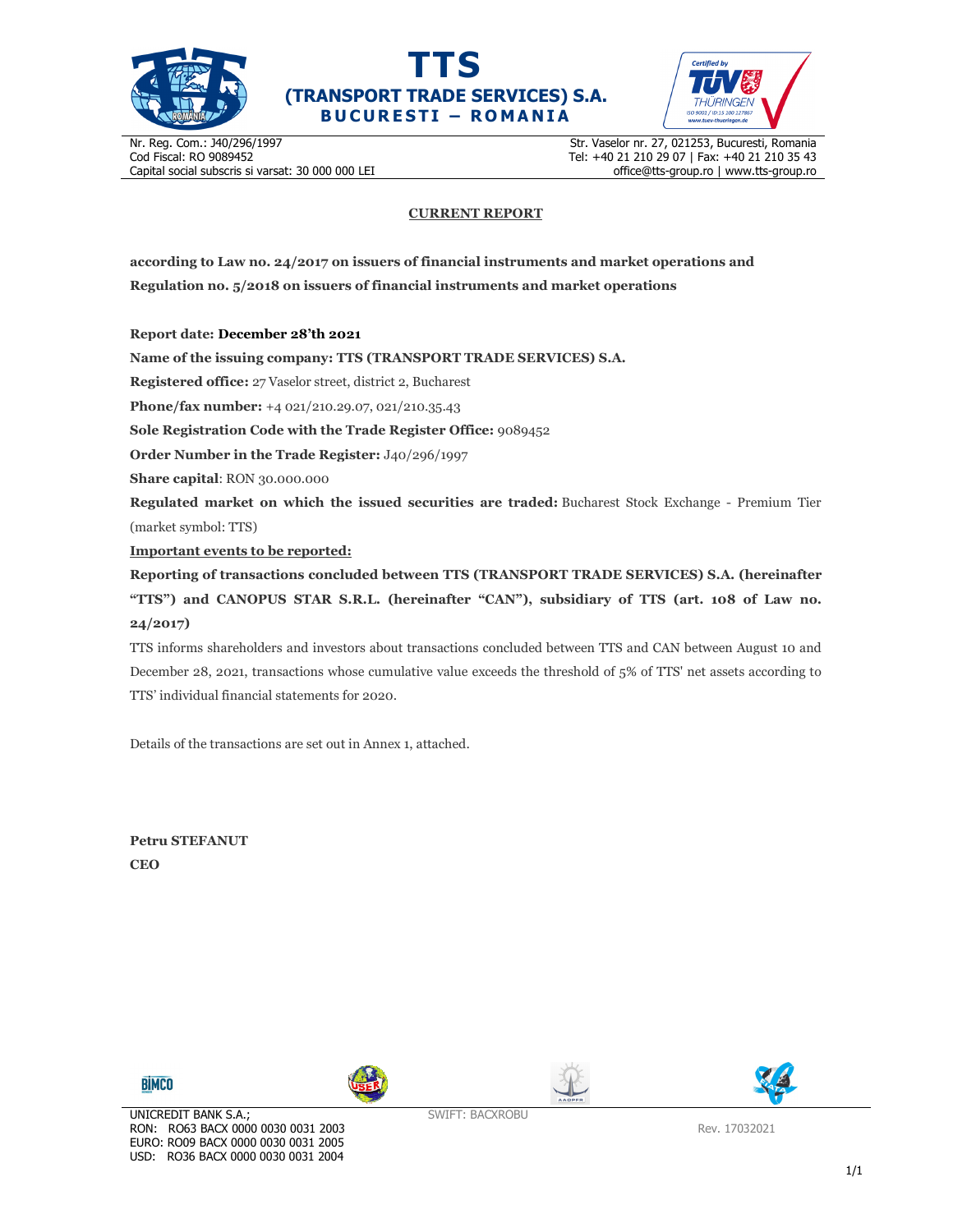# TTS
## (TRANSPORT TRADE SERVICES) S.A.
**BUCURESTI – ROMANIA**

Nr. Reg. Com.: J40/296/1997
Cod Fiscal: RO 9089452
Capital social subscris si varsat: 30 000 000 LEI

Str. Vaselor nr. 27, 021253, Bucuresti, Romania
Tel: +40 21 210 29 07 | Fax: +40 21 210 35 43
office@tts-group.ro | www.tts-group.ro

## CURRENT REPORT

**according to Law no. 24/2017 on issuers of financial instruments and market operations and Regulation no. 5/2018 on issuers of financial instruments and market operations**

**Report date: December 28'th 2021**

**Name of the issuing company: TTS (TRANSPORT TRADE SERVICES) S.A.**

**Registered office:** 27 Vaselor street, district 2, Bucharest

**Phone/fax number:** +4 021/210.29.07, 021/210.35.43

**Sole Registration Code with the Trade Register Office:** 9089452

**Order Number in the Trade Register:** J40/296/1997

**Share capital**: RON 30.000.000

**Regulated market on which the issued securities are traded:** Bucharest Stock Exchange - Premium Tier (market symbol: TTS)

**Important events to be reported:**

**Reporting of transactions concluded between TTS (TRANSPORT TRADE SERVICES) S.A. (hereinafter "TTS") and CANOPUS STAR S.R.L. (hereinafter "CAN"), subsidiary of TTS (art. 108 of Law no. 24/2017)**

TTS informs shareholders and investors about transactions concluded between TTS and CAN between August 10 and December 28, 2021, transactions whose cumulative value exceeds the threshold of 5% of TTS' net assets according to TTS' individual financial statements for 2020.

Details of the transactions are set out in Annex 1, attached.

**Petru STEFANUT**
**CEO**

UNICREDIT BANK S.A.;
RON: RO63 BACX 0000 0030 0031 2003
EURO: RO09 BACX 0000 0030 0031 2005
USD: RO36 BACX 0000 0030 0031 2004

SWIFT: BACXROBU

Rev. 17032021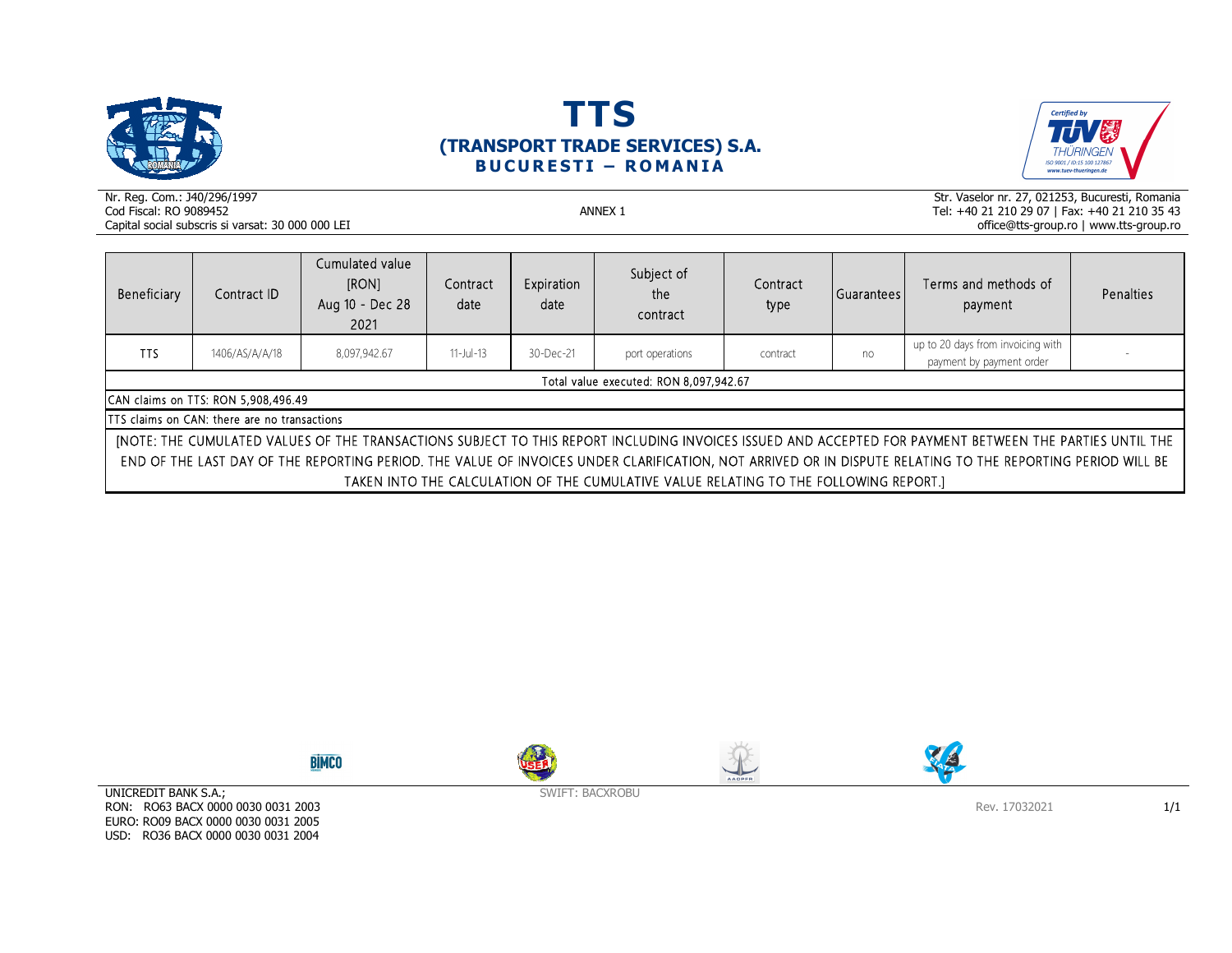# TTS

## (TRANSPORT TRADE SERVICES) S.A.

### BUCURESTI – ROMANIA

Nr. Reg. Com.: J40/296/1997
Cod Fiscal: RO 9089452
Capital social subscris si varsat: 30 000 000 LEI

ANNEX 1

Str. Vaselor nr. 27, 021253, Bucuresti, Romania
Tel: +40 21 210 29 07 | Fax: +40 21 210 35 43
office@tts-group.ro | www.tts-group.ro

| Beneficiary | Contract ID | Cumulated value [RON] Aug 10 - Dec 28 2021 | Contract date | Expiration date | Subject of the contract | Contract type | Guarantees | Terms and methods of payment | Penalties |
|---|---|---|---|---|---|---|---|---|---|
| TTS | 1406/AS/A/A/18 | 8,097,942.67 | 11-Jul-13 | 30-Dec-21 | port operations | contract | no | up to 20 days from invoicing with payment by payment order | - |
| Total value executed: RON 8,097,942.67 | | | | | | | | | |
| CAN claims on TTS: RON 5,908,496.49 | | | | | | | | | |
| TTS claims on CAN: there are no transactions | | | | | | | | | |
| [NOTE: THE CUMULATED VALUES OF THE TRANSACTIONS SUBJECT TO THIS REPORT INCLUDING INVOICES ISSUED AND ACCEPTED FOR PAYMENT BETWEEN THE PARTIES UNTIL THE END OF THE LAST DAY OF THE REPORTING PERIOD. THE VALUE OF INVOICES UNDER CLARIFICATION, NOT ARRIVED OR IN DISPUTE RELATING TO THE REPORTING PERIOD WILL BE TAKEN INTO THE CALCULATION OF THE CUMULATIVE VALUE RELATING TO THE FOLLOWING REPORT.] | | | | | | | | | |

UNICREDIT BANK S.A.;
RON: RO63 BACX 0000 0030 0031 2003
EURO: RO09 BACX 0000 0030 0031 2005
USD: RO36 BACX 0000 0030 0031 2004

SWIFT: BACXROBU

Rev. 17032021